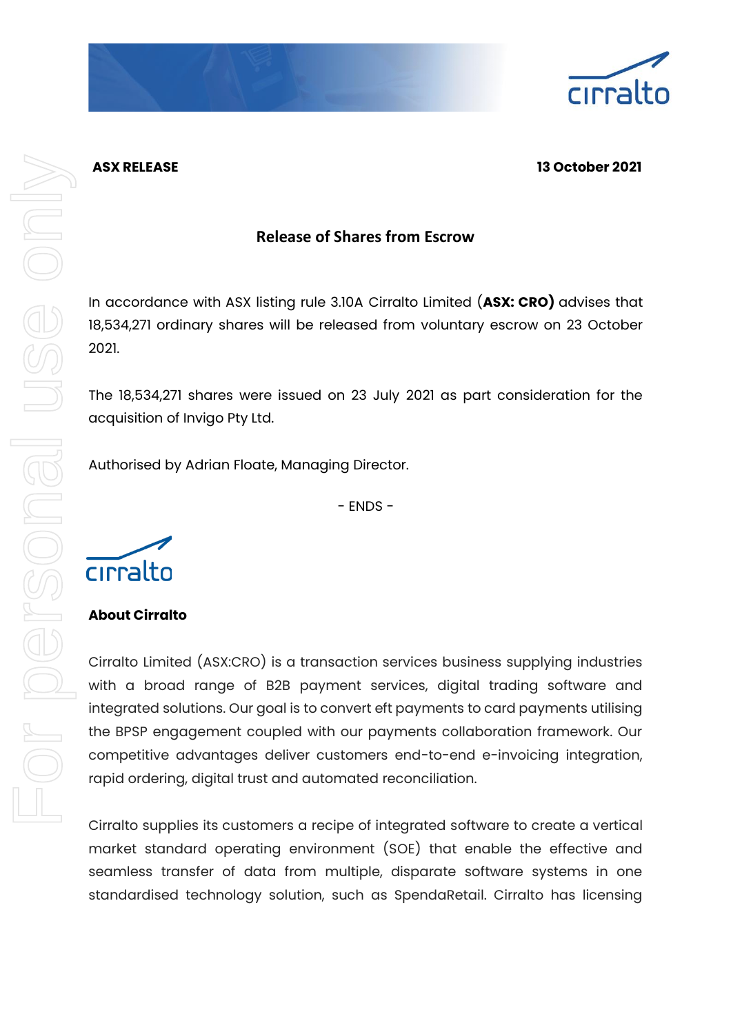**ASX RELEASE** **13 October 2021**

## Release of Shares from Escrow

In accordance with ASX listing rule 3.10A Cirralto Limited (**ASX: CRO)** advises that 18,534,271 ordinary shares will be released from voluntary escrow on 23 October 2021.

The 18,534,271 shares were issued on 23 July 2021 as part consideration for the acquisition of Invigo Pty Ltd.

Authorised by Adrian Floate, Managing Director.

\- ENDS -

**About Cirralto**

Cirralto Limited (ASX:CRO) is a transaction services business supplying industries with a broad range of B2B payment services, digital trading software and integrated solutions. Our goal is to convert eft payments to card payments utilising the BPSP engagement coupled with our payments collaboration framework. Our competitive advantages deliver customers end-to-end e-invoicing integration, rapid ordering, digital trust and automated reconciliation.

Cirralto supplies its customers a recipe of integrated software to create a vertical market standard operating environment (SOE) that enable the effective and seamless transfer of data from multiple, disparate software systems in one standardised technology solution, such as SpendaRetail. Cirralto has licensing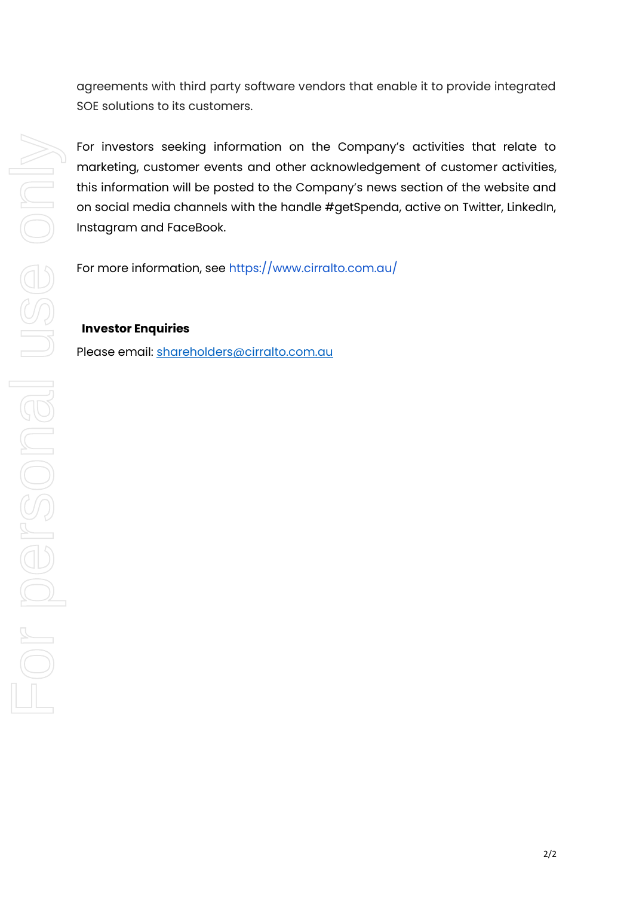agreements with third party software vendors that enable it to provide integrated SOE solutions to its customers.

For investors seeking information on the Company's activities that relate to marketing, customer events and other acknowledgement of customer activities, this information will be posted to the Company's news section of the website and on social media channels with the handle #getSpenda, active on Twitter, LinkedIn, Instagram and FaceBook.

For more information, see https://www.cirralto.com.au/

**Investor Enquiries**

Please email: shareholders@cirralto.com.au